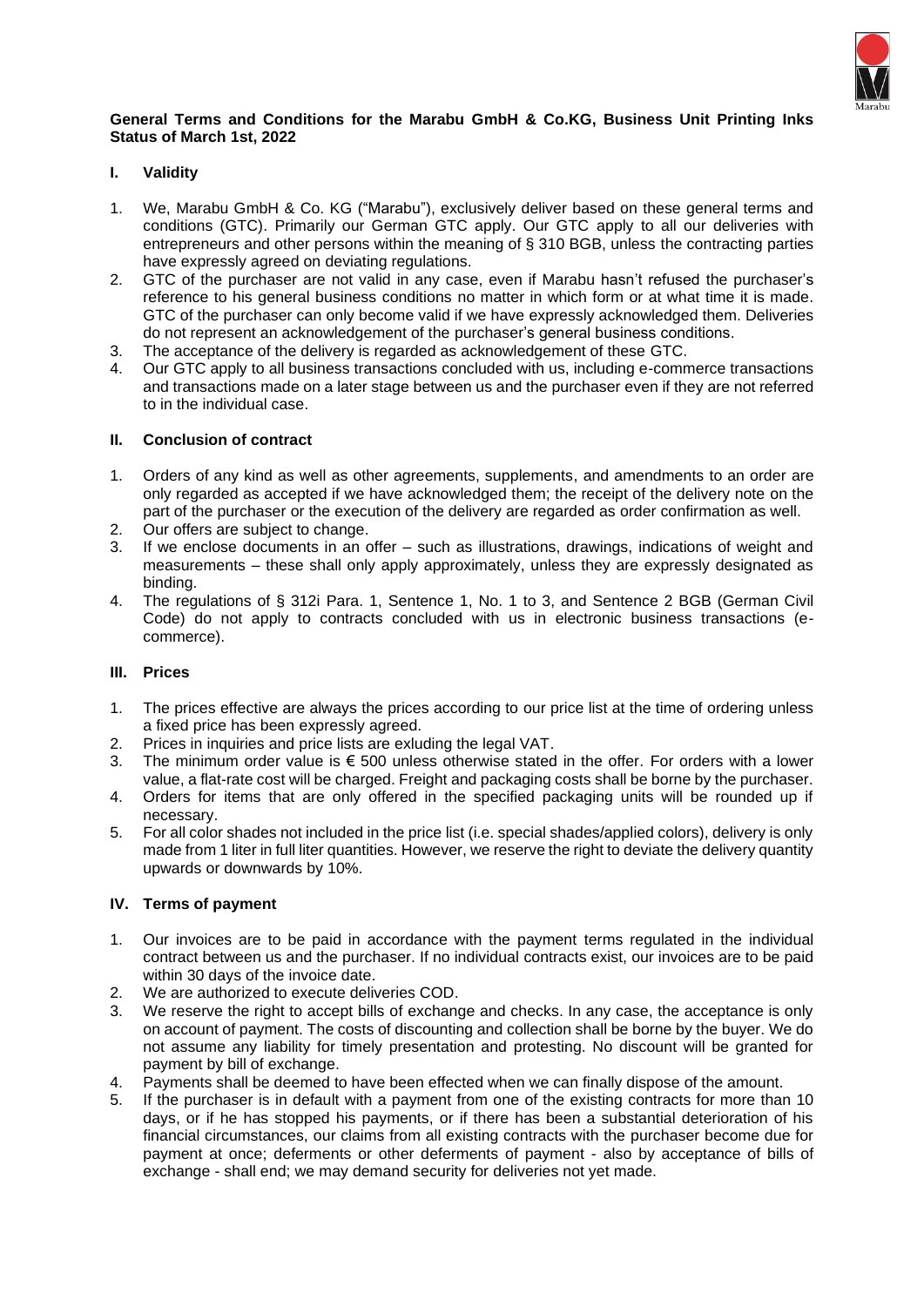**General Terms and Conditions for the Marabu GmbH & Co.KG, Business Unit Printing Inks Status of March 1st, 2022**

## I. Validity

1. We, Marabu GmbH & Co. KG ("Marabu"), exclusively deliver based on these general terms and conditions (GTC). Primarily our German GTC apply. Our GTC apply to all our deliveries with entrepreneurs and other persons within the meaning of § 310 BGB, unless the contracting parties have expressly agreed on deviating regulations.
2. GTC of the purchaser are not valid in any case, even if Marabu hasn't refused the purchaser's reference to his general business conditions no matter in which form or at what time it is made. GTC of the purchaser can only become valid if we have expressly acknowledged them. Deliveries do not represent an acknowledgement of the purchaser's general business conditions.
3. The acceptance of the delivery is regarded as acknowledgement of these GTC.
4. Our GTC apply to all business transactions concluded with us, including e-commerce transactions and transactions made on a later stage between us and the purchaser even if they are not referred to in the individual case.

## II. Conclusion of contract

1. Orders of any kind as well as other agreements, supplements, and amendments to an order are only regarded as accepted if we have acknowledged them; the receipt of the delivery note on the part of the purchaser or the execution of the delivery are regarded as order confirmation as well.
2. Our offers are subject to change.
3. If we enclose documents in an offer – such as illustrations, drawings, indications of weight and measurements – these shall only apply approximately, unless they are expressly designated as binding.
4. The regulations of § 312i Para. 1, Sentence 1, No. 1 to 3, and Sentence 2 BGB (German Civil Code) do not apply to contracts concluded with us in electronic business transactions (e-commerce).

## III. Prices

1. The prices effective are always the prices according to our price list at the time of ordering unless a fixed price has been expressly agreed.
2. Prices in inquiries and price lists are exluding the legal VAT.
3. The minimum order value is € 500 unless otherwise stated in the offer. For orders with a lower value, a flat-rate cost will be charged. Freight and packaging costs shall be borne by the purchaser.
4. Orders for items that are only offered in the specified packaging units will be rounded up if necessary.
5. For all color shades not included in the price list (i.e. special shades/applied colors), delivery is only made from 1 liter in full liter quantities. However, we reserve the right to deviate the delivery quantity upwards or downwards by 10%.

## IV. Terms of payment

1. Our invoices are to be paid in accordance with the payment terms regulated in the individual contract between us and the purchaser. If no individual contracts exist, our invoices are to be paid within 30 days of the invoice date.
2. We are authorized to execute deliveries COD.
3. We reserve the right to accept bills of exchange and checks. In any case, the acceptance is only on account of payment. The costs of discounting and collection shall be borne by the buyer. We do not assume any liability for timely presentation and protesting. No discount will be granted for payment by bill of exchange.
4. Payments shall be deemed to have been effected when we can finally dispose of the amount.
5. If the purchaser is in default with a payment from one of the existing contracts for more than 10 days, or if he has stopped his payments, or if there has been a substantial deterioration of his financial circumstances, our claims from all existing contracts with the purchaser become due for payment at once; deferments or other deferments of payment - also by acceptance of bills of exchange - shall end; we may demand security for deliveries not yet made.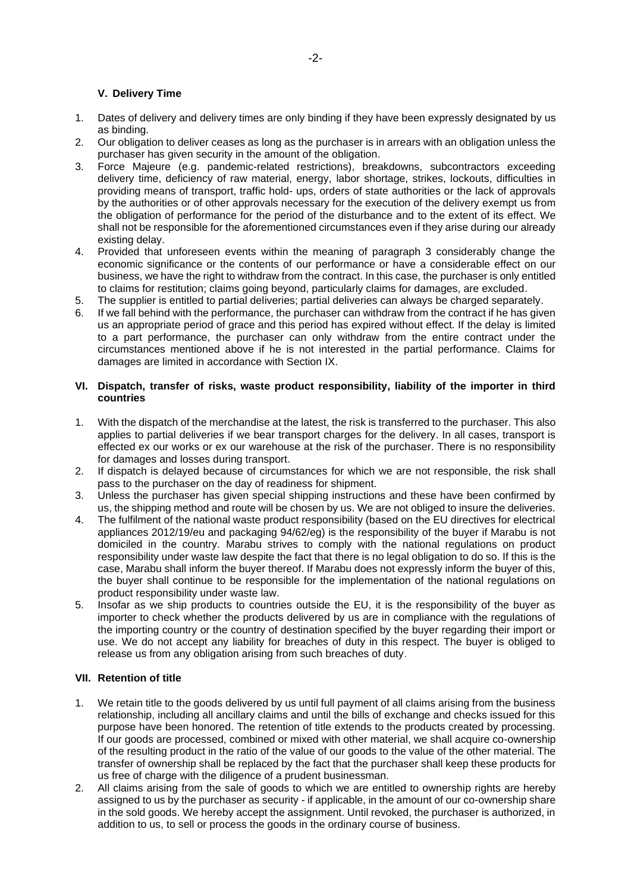## V. Delivery Time

1. Dates of delivery and delivery times are only binding if they have been expressly designated by us as binding.
2. Our obligation to deliver ceases as long as the purchaser is in arrears with an obligation unless the purchaser has given security in the amount of the obligation.
3. Force Majeure (e.g. pandemic-related restrictions), breakdowns, subcontractors exceeding delivery time, deficiency of raw material, energy, labor shortage, strikes, lockouts, difficulties in providing means of transport, traffic hold- ups, orders of state authorities or the lack of approvals by the authorities or of other approvals necessary for the execution of the delivery exempt us from the obligation of performance for the period of the disturbance and to the extent of its effect. We shall not be responsible for the aforementioned circumstances even if they arise during our already existing delay.
4. Provided that unforeseen events within the meaning of paragraph 3 considerably change the economic significance or the contents of our performance or have a considerable effect on our business, we have the right to withdraw from the contract. In this case, the purchaser is only entitled to claims for restitution; claims going beyond, particularly claims for damages, are excluded.
5. The supplier is entitled to partial deliveries; partial deliveries can always be charged separately.
6. If we fall behind with the performance, the purchaser can withdraw from the contract if he has given us an appropriate period of grace and this period has expired without effect. If the delay is limited to a part performance, the purchaser can only withdraw from the entire contract under the circumstances mentioned above if he is not interested in the partial performance. Claims for damages are limited in accordance with Section IX.

## VI. Dispatch, transfer of risks, waste product responsibility, liability of the importer in third countries

1. With the dispatch of the merchandise at the latest, the risk is transferred to the purchaser. This also applies to partial deliveries if we bear transport charges for the delivery. In all cases, transport is effected ex our works or ex our warehouse at the risk of the purchaser. There is no responsibility for damages and losses during transport.
2. If dispatch is delayed because of circumstances for which we are not responsible, the risk shall pass to the purchaser on the day of readiness for shipment.
3. Unless the purchaser has given special shipping instructions and these have been confirmed by us, the shipping method and route will be chosen by us. We are not obliged to insure the deliveries.
4. The fulfilment of the national waste product responsibility (based on the EU directives for electrical appliances 2012/19/eu and packaging 94/62/eg) is the responsibility of the buyer if Marabu is not domiciled in the country. Marabu strives to comply with the national regulations on product responsibility under waste law despite the fact that there is no legal obligation to do so. If this is the case, Marabu shall inform the buyer thereof. If Marabu does not expressly inform the buyer of this, the buyer shall continue to be responsible for the implementation of the national regulations on product responsibility under waste law.
5. Insofar as we ship products to countries outside the EU, it is the responsibility of the buyer as importer to check whether the products delivered by us are in compliance with the regulations of the importing country or the country of destination specified by the buyer regarding their import or use. We do not accept any liability for breaches of duty in this respect. The buyer is obliged to release us from any obligation arising from such breaches of duty.

## VII. Retention of title

1. We retain title to the goods delivered by us until full payment of all claims arising from the business relationship, including all ancillary claims and until the bills of exchange and checks issued for this purpose have been honored. The retention of title extends to the products created by processing. If our goods are processed, combined or mixed with other material, we shall acquire co-ownership of the resulting product in the ratio of the value of our goods to the value of the other material. The transfer of ownership shall be replaced by the fact that the purchaser shall keep these products for us free of charge with the diligence of a prudent businessman.
2. All claims arising from the sale of goods to which we are entitled to ownership rights are hereby assigned to us by the purchaser as security - if applicable, in the amount of our co-ownership share in the sold goods. We hereby accept the assignment. Until revoked, the purchaser is authorized, in addition to us, to sell or process the goods in the ordinary course of business.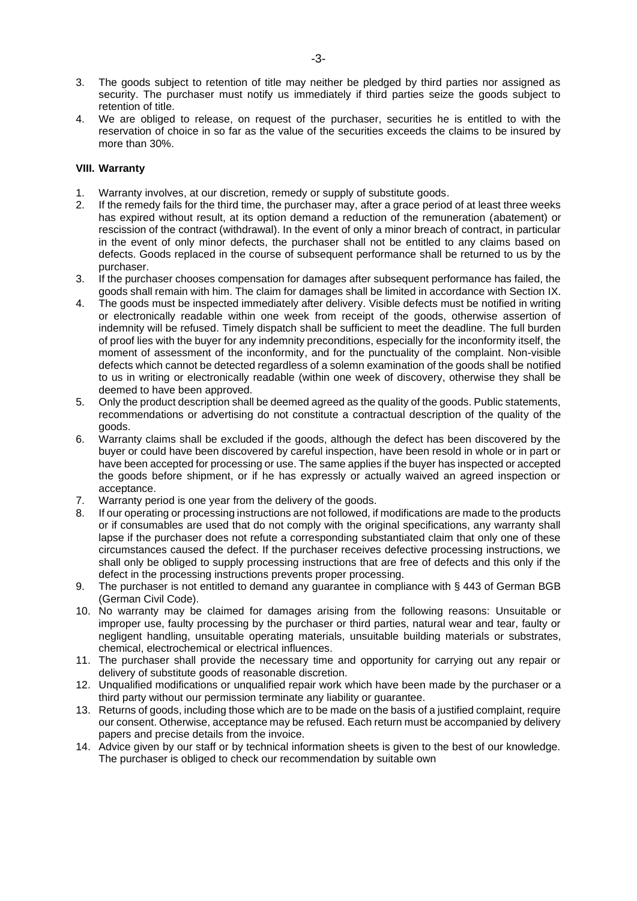3. The goods subject to retention of title may neither be pledged by third parties nor assigned as security. The purchaser must notify us immediately if third parties seize the goods subject to retention of title.
4. We are obliged to release, on request of the purchaser, securities he is entitled to with the reservation of choice in so far as the value of the securities exceeds the claims to be insured by more than 30%.

**VIII. Warranty**

1. Warranty involves, at our discretion, remedy or supply of substitute goods.
2. If the remedy fails for the third time, the purchaser may, after a grace period of at least three weeks has expired without result, at its option demand a reduction of the remuneration (abatement) or rescission of the contract (withdrawal). In the event of only a minor breach of contract, in particular in the event of only minor defects, the purchaser shall not be entitled to any claims based on defects. Goods replaced in the course of subsequent performance shall be returned to us by the purchaser.
3. If the purchaser chooses compensation for damages after subsequent performance has failed, the goods shall remain with him. The claim for damages shall be limited in accordance with Section IX.
4. The goods must be inspected immediately after delivery. Visible defects must be notified in writing or electronically readable within one week from receipt of the goods, otherwise assertion of indemnity will be refused. Timely dispatch shall be sufficient to meet the deadline. The full burden of proof lies with the buyer for any indemnity preconditions, especially for the inconformity itself, the moment of assessment of the inconformity, and for the punctuality of the complaint. Non-visible defects which cannot be detected regardless of a solemn examination of the goods shall be notified to us in writing or electronically readable (within one week of discovery, otherwise they shall be deemed to have been approved.
5. Only the product description shall be deemed agreed as the quality of the goods. Public statements, recommendations or advertising do not constitute a contractual description of the quality of the goods.
6. Warranty claims shall be excluded if the goods, although the defect has been discovered by the buyer or could have been discovered by careful inspection, have been resold in whole or in part or have been accepted for processing or use. The same applies if the buyer has inspected or accepted the goods before shipment, or if he has expressly or actually waived an agreed inspection or acceptance.
7. Warranty period is one year from the delivery of the goods.
8. If our operating or processing instructions are not followed, if modifications are made to the products or if consumables are used that do not comply with the original specifications, any warranty shall lapse if the purchaser does not refute a corresponding substantiated claim that only one of these circumstances caused the defect. If the purchaser receives defective processing instructions, we shall only be obliged to supply processing instructions that are free of defects and this only if the defect in the processing instructions prevents proper processing.
9. The purchaser is not entitled to demand any guarantee in compliance with § 443 of German BGB (German Civil Code).
10. No warranty may be claimed for damages arising from the following reasons: Unsuitable or improper use, faulty processing by the purchaser or third parties, natural wear and tear, faulty or negligent handling, unsuitable operating materials, unsuitable building materials or substrates, chemical, electrochemical or electrical influences.
11. The purchaser shall provide the necessary time and opportunity for carrying out any repair or delivery of substitute goods of reasonable discretion.
12. Unqualified modifications or unqualified repair work which have been made by the purchaser or a third party without our permission terminate any liability or guarantee.
13. Returns of goods, including those which are to be made on the basis of a justified complaint, require our consent. Otherwise, acceptance may be refused. Each return must be accompanied by delivery papers and precise details from the invoice.
14. Advice given by our staff or by technical information sheets is given to the best of our knowledge. The purchaser is obliged to check our recommendation by suitable own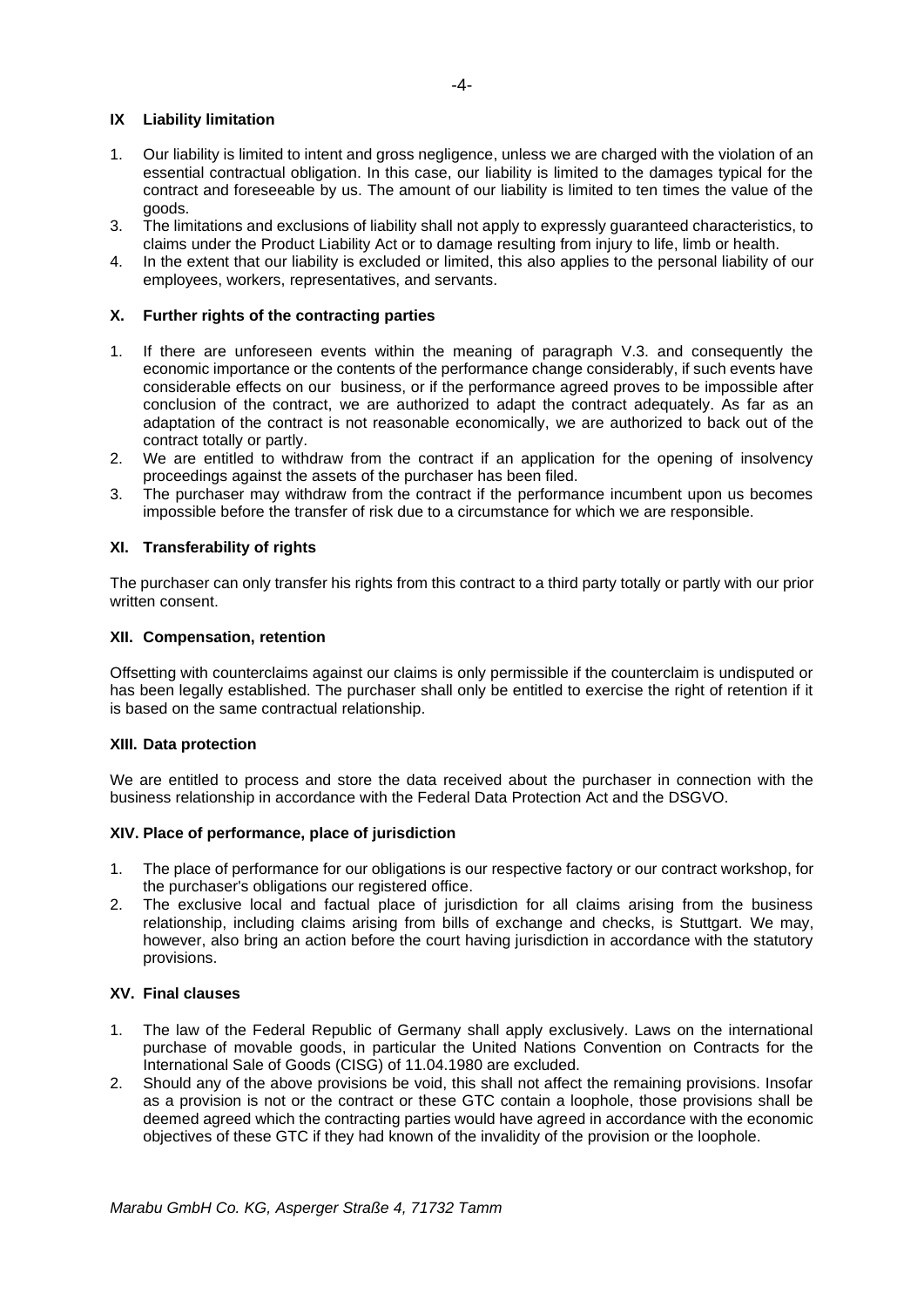## IX Liability limitation

1. Our liability is limited to intent and gross negligence, unless we are charged with the violation of an essential contractual obligation. In this case, our liability is limited to the damages typical for the contract and foreseeable by us. The amount of our liability is limited to ten times the value of the goods.
3. The limitations and exclusions of liability shall not apply to expressly guaranteed characteristics, to claims under the Product Liability Act or to damage resulting from injury to life, limb or health.
4. In the extent that our liability is excluded or limited, this also applies to the personal liability of our employees, workers, representatives, and servants.

## X. Further rights of the contracting parties

1. If there are unforeseen events within the meaning of paragraph V.3. and consequently the economic importance or the contents of the performance change considerably, if such events have considerable effects on our business, or if the performance agreed proves to be impossible after conclusion of the contract, we are authorized to adapt the contract adequately. As far as an adaptation of the contract is not reasonable economically, we are authorized to back out of the contract totally or partly.
2. We are entitled to withdraw from the contract if an application for the opening of insolvency proceedings against the assets of the purchaser has been filed.
3. The purchaser may withdraw from the contract if the performance incumbent upon us becomes impossible before the transfer of risk due to a circumstance for which we are responsible.

## XI. Transferability of rights

The purchaser can only transfer his rights from this contract to a third party totally or partly with our prior written consent.

## XII. Compensation, retention

Offsetting with counterclaims against our claims is only permissible if the counterclaim is undisputed or has been legally established. The purchaser shall only be entitled to exercise the right of retention if it is based on the same contractual relationship.

## XIII. Data protection

We are entitled to process and store the data received about the purchaser in connection with the business relationship in accordance with the Federal Data Protection Act and the DSGVO.

## XIV. Place of performance, place of jurisdiction

1. The place of performance for our obligations is our respective factory or our contract workshop, for the purchaser's obligations our registered office.
2. The exclusive local and factual place of jurisdiction for all claims arising from the business relationship, including claims arising from bills of exchange and checks, is Stuttgart. We may, however, also bring an action before the court having jurisdiction in accordance with the statutory provisions.

## XV. Final clauses

1. The law of the Federal Republic of Germany shall apply exclusively. Laws on the international purchase of movable goods, in particular the United Nations Convention on Contracts for the International Sale of Goods (CISG) of 11.04.1980 are excluded.
2. Should any of the above provisions be void, this shall not affect the remaining provisions. Insofar as a provision is not or the contract or these GTC contain a loophole, those provisions shall be deemed agreed which the contracting parties would have agreed in accordance with the economic objectives of these GTC if they had known of the invalidity of the provision or the loophole.

*Marabu GmbH Co. KG, Asperger Straße 4, 71732 Tamm*